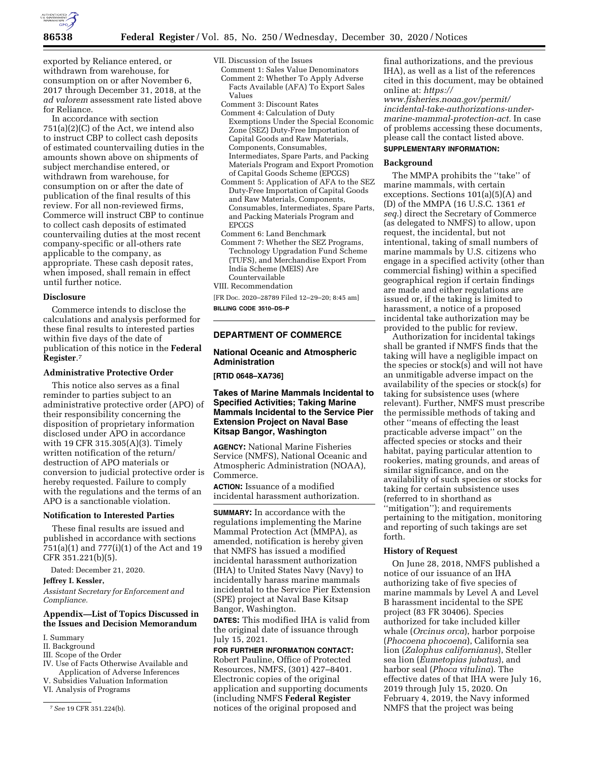exported by Reliance entered, or withdrawn from warehouse, for consumption on or after November 6, 2017 through December 31, 2018, at the *ad valorem* assessment rate listed above for Reliance.

In accordance with section 751(a)(2)(C) of the Act, we intend also to instruct CBP to collect cash deposits of estimated countervailing duties in the amounts shown above on shipments of subject merchandise entered, or withdrawn from warehouse, for consumption on or after the date of publication of the final results of this review. For all non-reviewed firms, Commerce will instruct CBP to continue to collect cash deposits of estimated countervailing duties at the most recent company-specific or all-others rate applicable to the company, as appropriate. These cash deposit rates, when imposed, shall remain in effect until further notice.

## Disclosure

Commerce intends to disclose the calculations and analysis performed for these final results to interested parties within five days of the date of publication of this notice in the **Federal Register**.[7]

## Administrative Protective Order

This notice also serves as a final reminder to parties subject to an administrative protective order (APO) of their responsibility concerning the disposition of proprietary information disclosed under APO in accordance with 19 CFR 315.305(A)(3). Timely written notification of the return/destruction of APO materials or conversion to judicial protective order is hereby requested. Failure to comply with the regulations and the terms of an APO is a sanctionable violation.

## Notification to Interested Parties

These final results are issued and published in accordance with sections 751(a)(1) and 777(i)(1) of the Act and 19 CFR 351.221(b)(5).

Dated: December 21, 2020.

**Jeffrey I. Kessler,**

*Assistant Secretary for Enforcement and Compliance.*

## Appendix—List of Topics Discussed in the Issues and Decision Memorandum

I. Summary
II. Background
III. Scope of the Order
IV. Use of Facts Otherwise Available and Application of Adverse Inferences
V. Subsidies Valuation Information
VI. Analysis of Programs
VII. Discussion of the Issues
Comment 1: Sales Value Denominators
Comment 2: Whether To Apply Adverse Facts Available (AFA) To Export Sales Values
Comment 3: Discount Rates
Comment 4: Calculation of Duty Exemptions Under the Special Economic Zone (SEZ) Duty-Free Importation of Capital Goods and Raw Materials, Components, Consumables, Intermediates, Spare Parts, and Packing Materials Program and Export Promotion of Capital Goods Scheme (EPCGS)
Comment 5: Application of AFA to the SEZ Duty-Free Importation of Capital Goods and Raw Materials, Components, Consumables, Intermediates, Spare Parts, and Packing Materials Program and EPCGS
Comment 6: Land Benchmark
Comment 7: Whether the SEZ Programs, Technology Upgradation Fund Scheme (TUFS), and Merchandise Export From India Scheme (MEIS) Are Countervailable
VIII. Recommendation

[FR Doc. 2020–28789 Filed 12–29–20; 8:45 am]

**BILLING CODE 3510–DS–P**

[7] *See* 19 CFR 351.224(b).

---

## DEPARTMENT OF COMMERCE

## National Oceanic and Atmospheric Administration

**[RTID 0648–XA736]**

## Takes of Marine Mammals Incidental to Specified Activities; Taking Marine Mammals Incidental to the Service Pier Extension Project on Naval Base Kitsap Bangor, Washington

**AGENCY:** National Marine Fisheries Service (NMFS), National Oceanic and Atmospheric Administration (NOAA), Commerce.

**ACTION:** Issuance of a modified incidental harassment authorization.

**SUMMARY:** In accordance with the regulations implementing the Marine Mammal Protection Act (MMPA), as amended, notification is hereby given that NMFS has issued a modified incidental harassment authorization (IHA) to United States Navy (Navy) to incidentally harass marine mammals incidental to the Service Pier Extension (SPE) project at Naval Base Kitsap Bangor, Washington.

**DATES:** This modified IHA is valid from the original date of issuance through July 15, 2021.

**FOR FURTHER INFORMATION CONTACT:** Robert Pauline, Office of Protected Resources, NMFS, (301) 427–8401. Electronic copies of the original application and supporting documents (including NMFS **Federal Register** notices of the original proposed and final authorizations, and the previous IHA), as well as a list of the references cited in this document, may be obtained online at: *https://www.fisheries.noaa.gov/permit/incidental-take-authorizations-under-marine-mammal-protection-act.* In case of problems accessing these documents, please call the contact listed above.

**SUPPLEMENTARY INFORMATION:**

## Background

The MMPA prohibits the "take" of marine mammals, with certain exceptions. Sections 101(a)(5)(A) and (D) of the MMPA (16 U.S.C. 1361 *et seq.*) direct the Secretary of Commerce (as delegated to NMFS) to allow, upon request, the incidental, but not intentional, taking of small numbers of marine mammals by U.S. citizens who engage in a specified activity (other than commercial fishing) within a specified geographical region if certain findings are made and either regulations are issued or, if the taking is limited to harassment, a notice of a proposed incidental take authorization may be provided to the public for review.

Authorization for incidental takings shall be granted if NMFS finds that the taking will have a negligible impact on the species or stock(s) and will not have an unmitigable adverse impact on the availability of the species or stock(s) for taking for subsistence uses (where relevant). Further, NMFS must prescribe the permissible methods of taking and other "means of effecting the least practicable adverse impact" on the affected species or stocks and their habitat, paying particular attention to rookeries, mating grounds, and areas of similar significance, and on the availability of such species or stocks for taking for certain subsistence uses (referred to in shorthand as "mitigation"); and requirements pertaining to the mitigation, monitoring and reporting of such takings are set forth.

## History of Request

On June 28, 2018, NMFS published a notice of our issuance of an IHA authorizing take of five species of marine mammals by Level A and Level B harassment incidental to the SPE project (83 FR 30406). Species authorized for take included killer whale (*Orcinus orca*), harbor porpoise (*Phocoena phocoena*), California sea lion (*Zalophus californianus*), Steller sea lion (*Eumetopias jubatus*), and harbor seal (*Phoca vitulina*). The effective dates of that IHA were July 16, 2019 through July 15, 2020. On February 4, 2019, the Navy informed NMFS that the project was being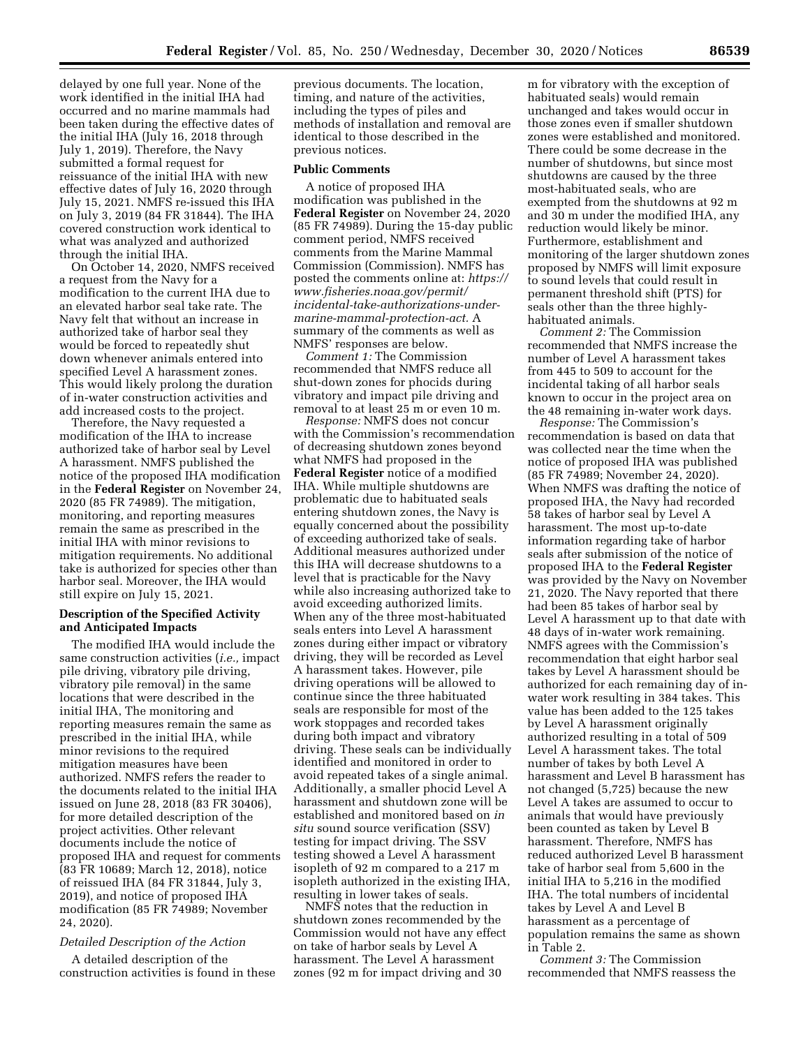delayed by one full year. None of the work identified in the initial IHA had occurred and no marine mammals had been taken during the effective dates of the initial IHA (July 16, 2018 through July 1, 2019). Therefore, the Navy submitted a formal request for reissuance of the initial IHA with new effective dates of July 16, 2020 through July 15, 2021. NMFS re-issued this IHA on July 3, 2019 (84 FR 31844). The IHA covered construction work identical to what was analyzed and authorized through the initial IHA.

On October 14, 2020, NMFS received a request from the Navy for a modification to the current IHA due to an elevated harbor seal take rate. The Navy felt that without an increase in authorized take of harbor seal they would be forced to repeatedly shut down whenever animals entered into specified Level A harassment zones. This would likely prolong the duration of in-water construction activities and add increased costs to the project.

Therefore, the Navy requested a modification of the IHA to increase authorized take of harbor seal by Level A harassment. NMFS published the notice of the proposed IHA modification in the **Federal Register** on November 24, 2020 (85 FR 74989). The mitigation, monitoring, and reporting measures remain the same as prescribed in the initial IHA with minor revisions to mitigation requirements. No additional take is authorized for species other than harbor seal. Moreover, the IHA would still expire on July 15, 2021.

## Description of the Specified Activity and Anticipated Impacts

The modified IHA would include the same construction activities (*i.e.,* impact pile driving, vibratory pile driving, vibratory pile removal) in the same locations that were described in the initial IHA, The monitoring and reporting measures remain the same as prescribed in the initial IHA, while minor revisions to the required mitigation measures have been authorized. NMFS refers the reader to the documents related to the initial IHA issued on June 28, 2018 (83 FR 30406), for more detailed description of the project activities. Other relevant documents include the notice of proposed IHA and request for comments (83 FR 10689; March 12, 2018), notice of reissued IHA (84 FR 31844, July 3, 2019), and notice of proposed IHA modification (85 FR 74989; November 24, 2020).

### *Detailed Description of the Action*

A detailed description of the construction activities is found in these previous documents. The location, timing, and nature of the activities, including the types of piles and methods of installation and removal are identical to those described in the previous notices.

## Public Comments

A notice of proposed IHA modification was published in the **Federal Register** on November 24, 2020 (85 FR 74989). During the 15-day public comment period, NMFS received comments from the Marine Mammal Commission (Commission). NMFS has posted the comments online at: *https://www.fisheries.noaa.gov/permit/incidental-take-authorizations-under-marine-mammal-protection-act.* A summary of the comments as well as NMFS' responses are below.

*Comment 1:* The Commission recommended that NMFS reduce all shut-down zones for phocids during vibratory and impact pile driving and removal to at least 25 m or even 10 m.

*Response:* NMFS does not concur with the Commission's recommendation of decreasing shutdown zones beyond what NMFS had proposed in the **Federal Register** notice of a modified IHA. While multiple shutdowns are problematic due to habituated seals entering shutdown zones, the Navy is equally concerned about the possibility of exceeding authorized take of seals. Additional measures authorized under this IHA will decrease shutdowns to a level that is practicable for the Navy while also increasing authorized take to avoid exceeding authorized limits. When any of the three most-habituated seals enters into Level A harassment zones during either impact or vibratory driving, they will be recorded as Level A harassment takes. However, pile driving operations will be allowed to continue since the three habituated seals are responsible for most of the work stoppages and recorded takes during both impact and vibratory driving. These seals can be individually identified and monitored in order to avoid repeated takes of a single animal. Additionally, a smaller phocid Level A harassment and shutdown zone will be established and monitored based on *in situ* sound source verification (SSV) testing for impact driving. The SSV testing showed a Level A harassment isopleth of 92 m compared to a 217 m isopleth authorized in the existing IHA, resulting in lower takes of seals.

NMFS notes that the reduction in shutdown zones recommended by the Commission would not have any effect on take of harbor seals by Level A harassment. The Level A harassment zones (92 m for impact driving and 30 m for vibratory with the exception of habituated seals) would remain unchanged and takes would occur in those zones even if smaller shutdown zones were established and monitored. There could be some decrease in the number of shutdowns, but since most shutdowns are caused by the three most-habituated seals, who are exempted from the shutdowns at 92 m and 30 m under the modified IHA, any reduction would likely be minor. Furthermore, establishment and monitoring of the larger shutdown zones proposed by NMFS will limit exposure to sound levels that could result in permanent threshold shift (PTS) for seals other than the three highly-habituated animals.

*Comment 2:* The Commission recommended that NMFS increase the number of Level A harassment takes from 445 to 509 to account for the incidental taking of all harbor seals known to occur in the project area on the 48 remaining in-water work days.

*Response:* The Commission's recommendation is based on data that was collected near the time when the notice of proposed IHA was published (85 FR 74989; November 24, 2020). When NMFS was drafting the notice of proposed IHA, the Navy had recorded 58 takes of harbor seal by Level A harassment. The most up-to-date information regarding take of harbor seals after submission of the notice of proposed IHA to the **Federal Register** was provided by the Navy on November 21, 2020. The Navy reported that there had been 85 takes of harbor seal by Level A harassment up to that date with 48 days of in-water work remaining. NMFS agrees with the Commission's recommendation that eight harbor seal takes by Level A harassment should be authorized for each remaining day of in-water work resulting in 384 takes. This value has been added to the 125 takes by Level A harassment originally authorized resulting in a total of 509 Level A harassment takes. The total number of takes by both Level A harassment and Level B harassment has not changed (5,725) because the new Level A takes are assumed to occur to animals that would have previously been counted as taken by Level B harassment. Therefore, NMFS has reduced authorized Level B harassment take of harbor seal from 5,600 in the initial IHA to 5,216 in the modified IHA. The total numbers of incidental takes by Level A and Level B harassment as a percentage of population remains the same as shown in Table 2.

*Comment 3:* The Commission recommended that NMFS reassess the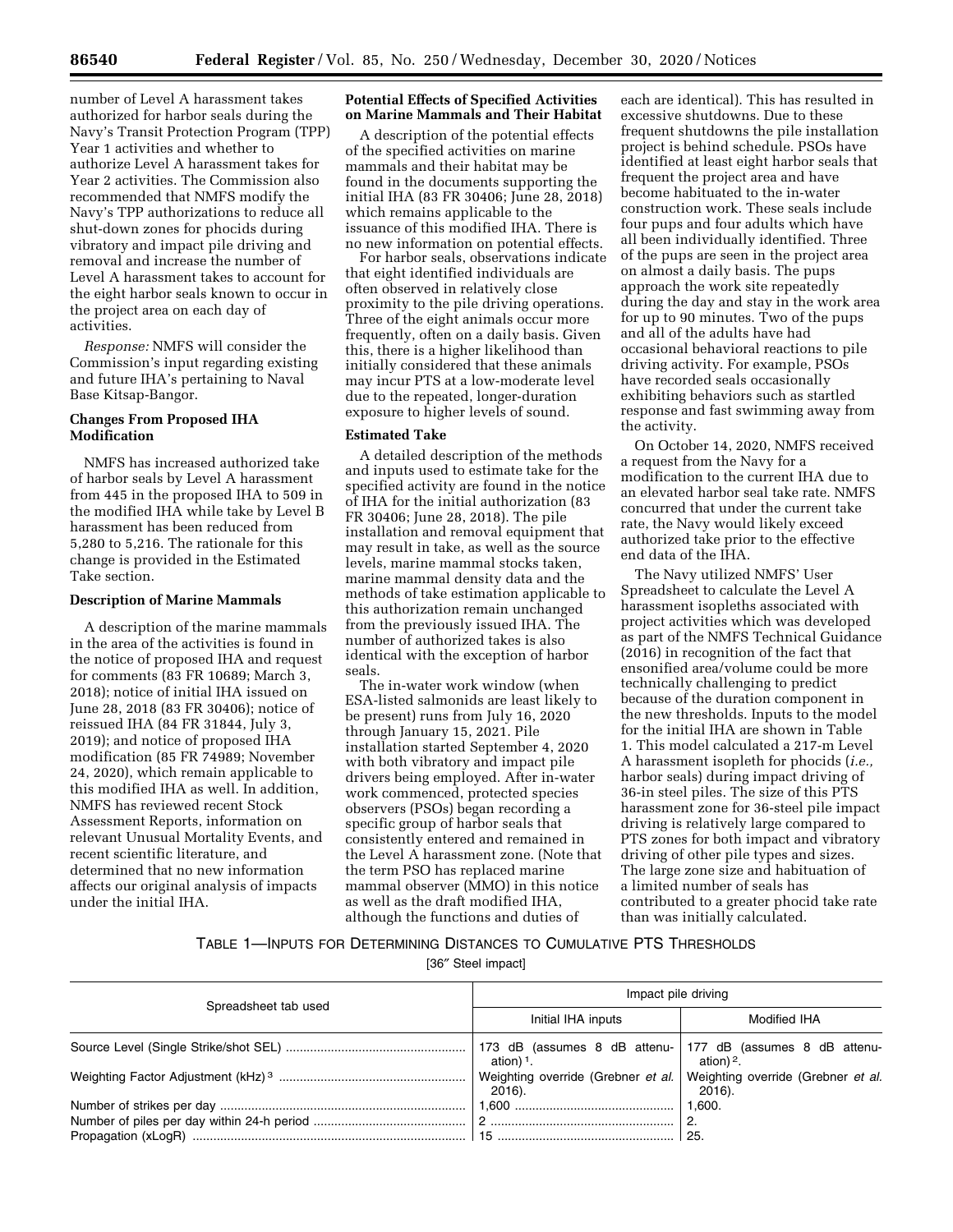number of Level A harassment takes authorized for harbor seals during the Navy's Transit Protection Program (TPP) Year 1 activities and whether to authorize Level A harassment takes for Year 2 activities. The Commission also recommended that NMFS modify the Navy's TPP authorizations to reduce all shut-down zones for phocids during vibratory and impact pile driving and removal and increase the number of Level A harassment takes to account for the eight harbor seals known to occur in the project area on each day of activities.

*Response:* NMFS will consider the Commission's input regarding existing and future IHA's pertaining to Naval Base Kitsap-Bangor.

**Changes From Proposed IHA Modification**

NMFS has increased authorized take of harbor seals by Level A harassment from 445 in the proposed IHA to 509 in the modified IHA while take by Level B harassment has been reduced from 5,280 to 5,216. The rationale for this change is provided in the Estimated Take section.

**Description of Marine Mammals**

A description of the marine mammals in the area of the activities is found in the notice of proposed IHA and request for comments (83 FR 10689; March 3, 2018); notice of initial IHA issued on June 28, 2018 (83 FR 30406); notice of reissued IHA (84 FR 31844, July 3, 2019); and notice of proposed IHA modification (85 FR 74989; November 24, 2020), which remain applicable to this modified IHA as well. In addition, NMFS has reviewed recent Stock Assessment Reports, information on relevant Unusual Mortality Events, and recent scientific literature, and determined that no new information affects our original analysis of impacts under the initial IHA.

**Potential Effects of Specified Activities on Marine Mammals and Their Habitat**

A description of the potential effects of the specified activities on marine mammals and their habitat may be found in the documents supporting the initial IHA (83 FR 30406; June 28, 2018) which remains applicable to the issuance of this modified IHA. There is no new information on potential effects.

For harbor seals, observations indicate that eight identified individuals are often observed in relatively close proximity to the pile driving operations. Three of the eight animals occur more frequently, often on a daily basis. Given this, there is a higher likelihood than initially considered that these animals may incur PTS at a low-moderate level due to the repeated, longer-duration exposure to higher levels of sound.

**Estimated Take**

A detailed description of the methods and inputs used to estimate take for the specified activity are found in the notice of IHA for the initial authorization (83 FR 30406; June 28, 2018). The pile installation and removal equipment that may result in take, as well as the source levels, marine mammal stocks taken, marine mammal density data and the methods of take estimation applicable to this authorization remain unchanged from the previously issued IHA. The number of authorized takes is also identical with the exception of harbor seals.

The in-water work window (when ESA-listed salmonids are least likely to be present) runs from July 16, 2020 through January 15, 2021. Pile installation started September 4, 2020 with both vibratory and impact pile drivers being employed. After in-water work commenced, protected species observers (PSOs) began recording a specific group of harbor seals that consistently entered and remained in the Level A harassment zone. (Note that the term PSO has replaced marine mammal observer (MMO) in this notice as well as the draft modified IHA, although the functions and duties of each are identical). This has resulted in excessive shutdowns. Due to these frequent shutdowns the pile installation project is behind schedule. PSOs have identified at least eight harbor seals that frequent the project area and have become habituated to the in-water construction work. These seals include four pups and four adults which have all been individually identified. Three of the pups are seen in the project area on almost a daily basis. The pups approach the work site repeatedly during the day and stay in the work area for up to 90 minutes. Two of the pups and all of the adults have had occasional behavioral reactions to pile driving activity. For example, PSOs have recorded seals occasionally exhibiting behaviors such as startled response and fast swimming away from the activity.

On October 14, 2020, NMFS received a request from the Navy for a modification to the current IHA due to an elevated harbor seal take rate. NMFS concurred that under the current take rate, the Navy would likely exceed authorized take prior to the effective end data of the IHA.

The Navy utilized NMFS' User Spreadsheet to calculate the Level A harassment isopleths associated with project activities which was developed as part of the NMFS Technical Guidance (2016) in recognition of the fact that ensonified area/volume could be more technically challenging to predict because of the duration component in the new thresholds. Inputs to the model for the initial IHA are shown in Table 1. This model calculated a 217-m Level A harassment isopleth for phocids (*i.e.,* harbor seals) during impact driving of 36-in steel piles. The size of this PTS harassment zone for 36-steel pile impact driving is relatively large compared to PTS zones for both impact and vibratory driving of other pile types and sizes. The large zone size and habituation of a limited number of seals has contributed to a greater phocid take rate than was initially calculated.

TABLE 1—INPUTS FOR DETERMINING DISTANCES TO CUMULATIVE PTS THRESHOLDS

[36″ Steel impact]

| Spreadsheet tab used | Impact pile driving | |
|---|---|---|
| | Initial IHA inputs | Modified IHA |
| Source Level (Single Strike/shot SEL) | 173 dB (assumes 8 dB attenuation) [1]. | 177 dB (assumes 8 dB attenuation) [2]. |
| Weighting Factor Adjustment (kHz) [3] | Weighting override (Grebner *et al.* 2016). | Weighting override (Grebner *et al.* 2016). |
| Number of strikes per day | 1,600 | 1,600. |
| Number of piles per day within 24-h period | 2 | 2. |
| Propagation (xLogR) | 15 | 25. |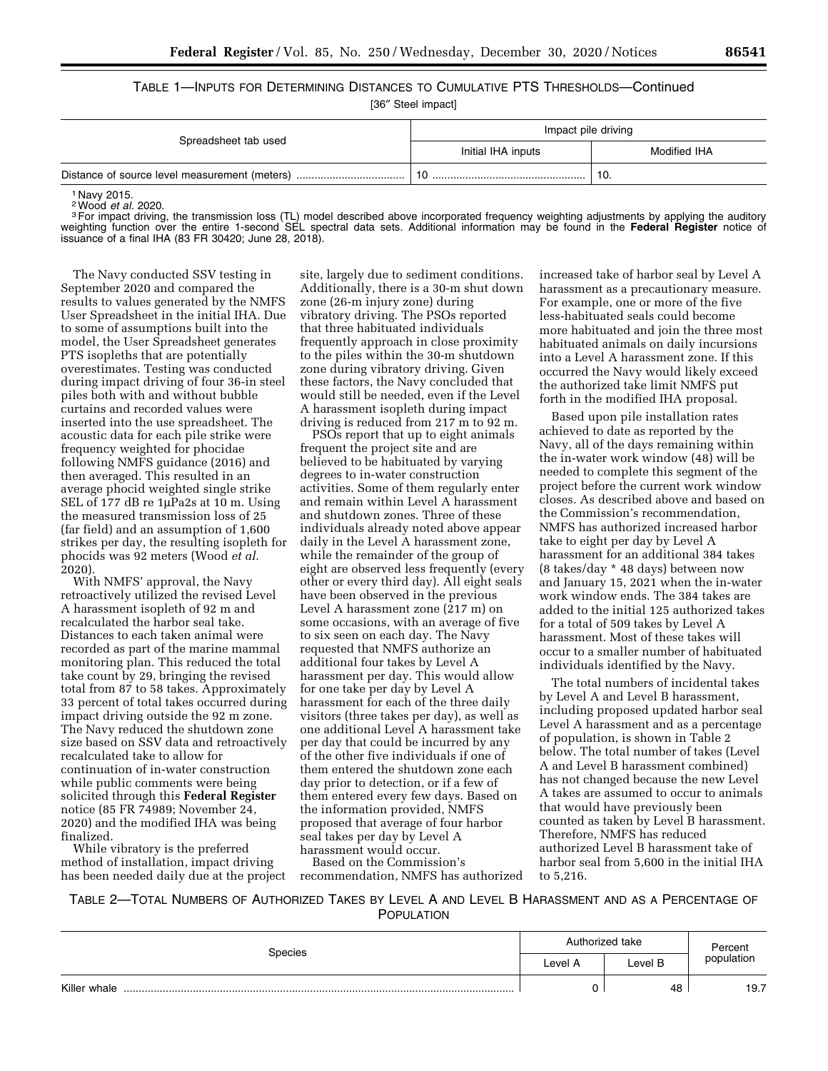TABLE 1—INPUTS FOR DETERMINING DISTANCES TO CUMULATIVE PTS THRESHOLDS—Continued

[36″ Steel impact]

| Spreadsheet tab used | Impact pile driving | |
|---|---|---|
| | Initial IHA inputs | Modified IHA |
| Distance of source level measurement (meters) | 10 | 10. |

[1] Navy 2015.
[2] Wood *et al.* 2020.
[3] For impact driving, the transmission loss (TL) model described above incorporated frequency weighting adjustments by applying the auditory weighting function over the entire 1-second SEL spectral data sets. Additional information may be found in the **Federal Register** notice of issuance of a final IHA (83 FR 30420; June 28, 2018).

The Navy conducted SSV testing in September 2020 and compared the results to values generated by the NMFS User Spreadsheet in the initial IHA. Due to some of assumptions built into the model, the User Spreadsheet generates PTS isopleths that are potentially overestimates. Testing was conducted during impact driving of four 36-in steel piles both with and without bubble curtains and recorded values were inserted into the use spreadsheet. The acoustic data for each pile strike were frequency weighted for phocidae following NMFS guidance (2016) and then averaged. This resulted in an average phocid weighted single strike SEL of 177 dB re 1μPa2s at 10 m. Using the measured transmission loss of 25 (far field) and an assumption of 1,600 strikes per day, the resulting isopleth for phocids was 92 meters (Wood *et al.* 2020).

With NMFS' approval, the Navy retroactively utilized the revised Level A harassment isopleth of 92 m and recalculated the harbor seal take. Distances to each taken animal were recorded as part of the marine mammal monitoring plan. This reduced the total take count by 29, bringing the revised total from 87 to 58 takes. Approximately 33 percent of total takes occurred during impact driving outside the 92 m zone. The Navy reduced the shutdown zone size based on SSV data and retroactively recalculated take to allow for continuation of in-water construction while public comments were being solicited through this **Federal Register** notice (85 FR 74989; November 24, 2020) and the modified IHA was being finalized.

While vibratory is the preferred method of installation, impact driving has been needed daily due at the project site, largely due to sediment conditions. Additionally, there is a 30-m shut down zone (26-m injury zone) during vibratory driving. The PSOs reported that three habituated individuals frequently approach in close proximity to the piles within the 30-m shutdown zone during vibratory driving. Given these factors, the Navy concluded that would still be needed, even if the Level A harassment isopleth during impact driving is reduced from 217 m to 92 m.

PSOs report that up to eight animals frequent the project site and are believed to be habituated by varying degrees to in-water construction activities. Some of them regularly enter and remain within Level A harassment and shutdown zones. Three of these individuals already noted above appear daily in the Level A harassment zone, while the remainder of the group of eight are observed less frequently (every other or every third day). All eight seals have been observed in the previous Level A harassment zone (217 m) on some occasions, with an average of five to six seen on each day. The Navy requested that NMFS authorize an additional four takes by Level A harassment per day. This would allow for one take per day by Level A harassment for each of the three daily visitors (three takes per day), as well as one additional Level A harassment take per day that could be incurred by any of the other five individuals if one of them entered the shutdown zone each day prior to detection, or if a few of them entered every few days. Based on the information provided, NMFS proposed that average of four harbor seal takes per day by Level A harassment would occur.

Based on the Commission's recommendation, NMFS has authorized increased take of harbor seal by Level A harassment as a precautionary measure. For example, one or more of the five less-habituated seals could become more habituated and join the three most habituated animals on daily incursions into a Level A harassment zone. If this occurred the Navy would likely exceed the authorized take limit NMFS put forth in the modified IHA proposal.

Based upon pile installation rates achieved to date as reported by the Navy, all of the days remaining within the in-water work window (48) will be needed to complete this segment of the project before the current work window closes. As described above and based on the Commission's recommendation, NMFS has authorized increased harbor take to eight per day by Level A harassment for an additional 384 takes (8 takes/day * 48 days) between now and January 15, 2021 when the in-water work window ends. The 384 takes are added to the initial 125 authorized takes for a total of 509 takes by Level A harassment. Most of these takes will occur to a smaller number of habituated individuals identified by the Navy.

The total numbers of incidental takes by Level A and Level B harassment, including proposed updated harbor seal Level A harassment and as a percentage of population, is shown in Table 2 below. The total number of takes (Level A and Level B harassment combined) has not changed because the new Level A takes are assumed to occur to animals that would have previously been counted as taken by Level B harassment. Therefore, NMFS has reduced authorized Level B harassment take of harbor seal from 5,600 in the initial IHA to 5,216.

TABLE 2—TOTAL NUMBERS OF AUTHORIZED TAKES BY LEVEL A AND LEVEL B HARASSMENT AND AS A PERCENTAGE OF POPULATION

| Species | Authorized take | | Percent population |
|---|---|---|---|
| | Level A | Level B | |
| Killer whale | 0 | 48 | 19.7 |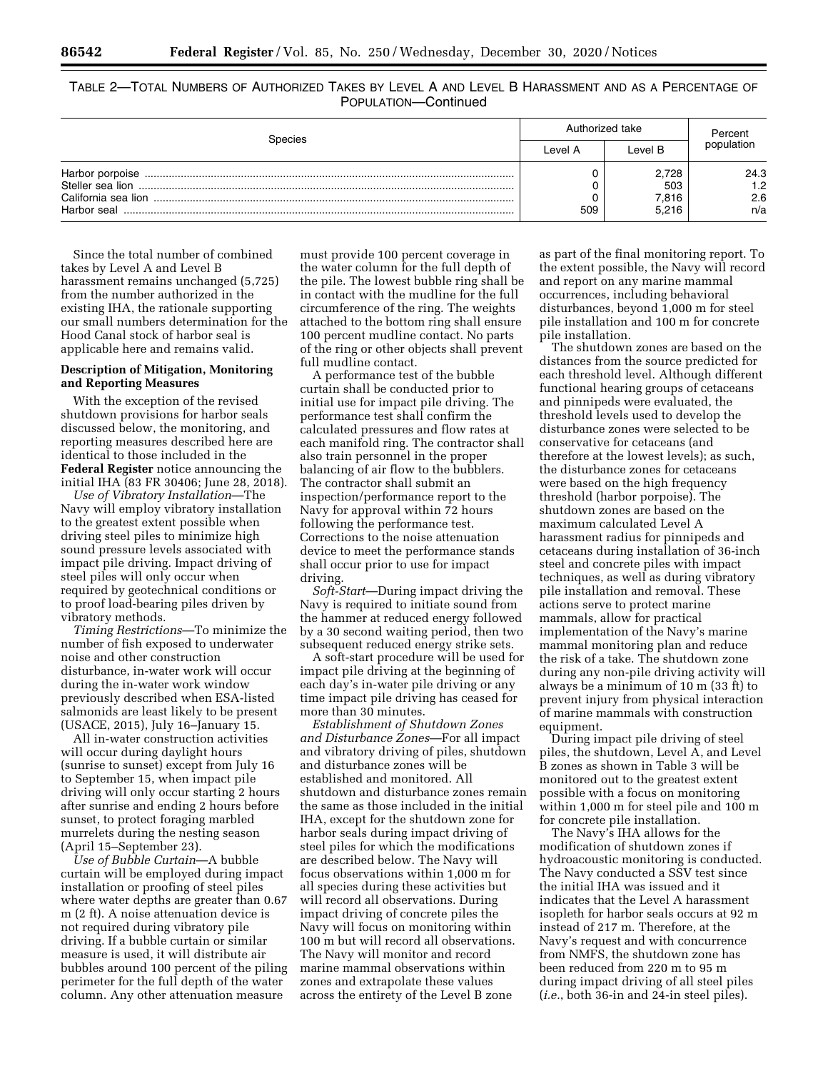TABLE 2—TOTAL NUMBERS OF AUTHORIZED TAKES BY LEVEL A AND LEVEL B HARASSMENT AND AS A PERCENTAGE OF POPULATION—Continued

| Species | Authorized take | | Percent population |
|---|---|---|---|
| | Level A | Level B | |
| Harbor porpoise | 0 | 2,728 | 24.3 |
| Steller sea lion | 0 | 503 | 1.2 |
| California sea lion | 0 | 7,816 | 2.6 |
| Harbor seal | 509 | 5,216 | n/a |

Since the total number of combined takes by Level A and Level B harassment remains unchanged (5,725) from the number authorized in the existing IHA, the rationale supporting our small numbers determination for the Hood Canal stock of harbor seal is applicable here and remains valid.

**Description of Mitigation, Monitoring and Reporting Measures**

With the exception of the revised shutdown provisions for harbor seals discussed below, the monitoring, and reporting measures described here are identical to those included in the **Federal Register** notice announcing the initial IHA (83 FR 30406; June 28, 2018).

*Use of Vibratory Installation*—The Navy will employ vibratory installation to the greatest extent possible when driving steel piles to minimize high sound pressure levels associated with impact pile driving. Impact driving of steel piles will only occur when required by geotechnical conditions or to proof load-bearing piles driven by vibratory methods.

*Timing Restrictions*—To minimize the number of fish exposed to underwater noise and other construction disturbance, in-water work will occur during the in-water work window previously described when ESA-listed salmonids are least likely to be present (USACE, 2015), July 16–January 15.

All in-water construction activities will occur during daylight hours (sunrise to sunset) except from July 16 to September 15, when impact pile driving will only occur starting 2 hours after sunrise and ending 2 hours before sunset, to protect foraging marbled murrelets during the nesting season (April 15–September 23).

*Use of Bubble Curtain*—A bubble curtain will be employed during impact installation or proofing of steel piles where water depths are greater than 0.67 m (2 ft). A noise attenuation device is not required during vibratory pile driving. If a bubble curtain or similar measure is used, it will distribute air bubbles around 100 percent of the piling perimeter for the full depth of the water column. Any other attenuation measure must provide 100 percent coverage in the water column for the full depth of the pile. The lowest bubble ring shall be in contact with the mudline for the full circumference of the ring. The weights attached to the bottom ring shall ensure 100 percent mudline contact. No parts of the ring or other objects shall prevent full mudline contact.

A performance test of the bubble curtain shall be conducted prior to initial use for impact pile driving. The performance test shall confirm the calculated pressures and flow rates at each manifold ring. The contractor shall also train personnel in the proper balancing of air flow to the bubblers. The contractor shall submit an inspection/performance report to the Navy for approval within 72 hours following the performance test. Corrections to the noise attenuation device to meet the performance stands shall occur prior to use for impact driving.

*Soft-Start*—During impact driving the Navy is required to initiate sound from the hammer at reduced energy followed by a 30 second waiting period, then two subsequent reduced energy strike sets.

A soft-start procedure will be used for impact pile driving at the beginning of each day's in-water pile driving or any time impact pile driving has ceased for more than 30 minutes.

*Establishment of Shutdown Zones and Disturbance Zones*—For all impact and vibratory driving of piles, shutdown and disturbance zones will be established and monitored. All shutdown and disturbance zones remain the same as those included in the initial IHA, except for the shutdown zone for harbor seals during impact driving of steel piles for which the modifications are described below. The Navy will focus observations within 1,000 m for all species during these activities but will record all observations. During impact driving of concrete piles the Navy will focus on monitoring within 100 m but will record all observations. The Navy will monitor and record marine mammal observations within zones and extrapolate these values across the entirety of the Level B zone as part of the final monitoring report. To the extent possible, the Navy will record and report on any marine mammal occurrences, including behavioral disturbances, beyond 1,000 m for steel pile installation and 100 m for concrete pile installation.

The shutdown zones are based on the distances from the source predicted for each threshold level. Although different functional hearing groups of cetaceans and pinnipeds were evaluated, the threshold levels used to develop the disturbance zones were selected to be conservative for cetaceans (and therefore at the lowest levels); as such, the disturbance zones for cetaceans were based on the high frequency threshold (harbor porpoise). The shutdown zones are based on the maximum calculated Level A harassment radius for pinnipeds and cetaceans during installation of 36-inch steel and concrete piles with impact techniques, as well as during vibratory pile installation and removal. These actions serve to protect marine mammals, allow for practical implementation of the Navy's marine mammal monitoring plan and reduce the risk of a take. The shutdown zone during any non-pile driving activity will always be a minimum of 10 m (33 ft) to prevent injury from physical interaction of marine mammals with construction equipment.

During impact pile driving of steel piles, the shutdown, Level A, and Level B zones as shown in Table 3 will be monitored out to the greatest extent possible with a focus on monitoring within 1,000 m for steel pile and 100 m for concrete pile installation.

The Navy's IHA allows for the modification of shutdown zones if hydroacoustic monitoring is conducted. The Navy conducted a SSV test since the initial IHA was issued and it indicates that the Level A harassment isopleth for harbor seals occurs at 92 m instead of 217 m. Therefore, at the Navy's request and with concurrence from NMFS, the shutdown zone has been reduced from 220 m to 95 m during impact driving of all steel piles (*i.e.*, both 36-in and 24-in steel piles).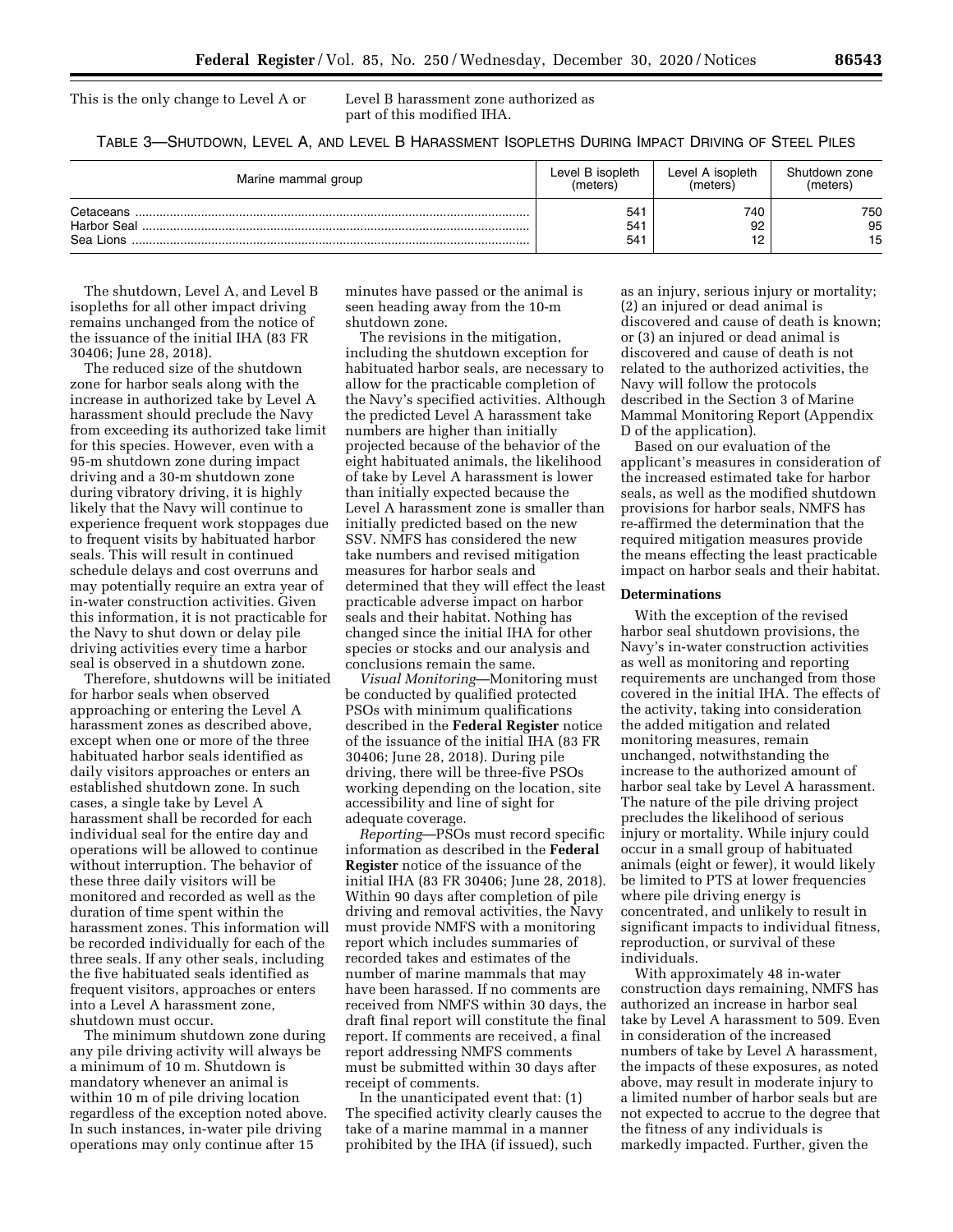This is the only change to Level A or Level B harassment zone authorized as part of this modified IHA.

TABLE 3—SHUTDOWN, LEVEL A, AND LEVEL B HARASSMENT ISOPLETHS DURING IMPACT DRIVING OF STEEL PILES

| Marine mammal group | Level B isopleth (meters) | Level A isopleth (meters) | Shutdown zone (meters) |
|---|---|---|---|
| Cetaceans | 541 | 740 | 750 |
| Harbor Seal | 541 | 92 | 95 |
| Sea Lions | 541 | 12 | 15 |

The shutdown, Level A, and Level B isopleths for all other impact driving remains unchanged from the notice of the issuance of the initial IHA (83 FR 30406; June 28, 2018).

The reduced size of the shutdown zone for harbor seals along with the increase in authorized take by Level A harassment should preclude the Navy from exceeding its authorized take limit for this species. However, even with a 95-m shutdown zone during impact driving and a 30-m shutdown zone during vibratory driving, it is highly likely that the Navy will continue to experience frequent work stoppages due to frequent visits by habituated harbor seals. This will result in continued schedule delays and cost overruns and may potentially require an extra year of in-water construction activities. Given this information, it is not practicable for the Navy to shut down or delay pile driving activities every time a harbor seal is observed in a shutdown zone.

Therefore, shutdowns will be initiated for harbor seals when observed approaching or entering the Level A harassment zones as described above, except when one or more of the three habituated harbor seals identified as daily visitors approaches or enters an established shutdown zone. In such cases, a single take by Level A harassment shall be recorded for each individual seal for the entire day and operations will be allowed to continue without interruption. The behavior of these three daily visitors will be monitored and recorded as well as the duration of time spent within the harassment zones. This information will be recorded individually for each of the three seals. If any other seals, including the five habituated seals identified as frequent visitors, approaches or enters into a Level A harassment zone, shutdown must occur.

The minimum shutdown zone during any pile driving activity will always be a minimum of 10 m. Shutdown is mandatory whenever an animal is within 10 m of pile driving location regardless of the exception noted above. In such instances, in-water pile driving operations may only continue after 15 minutes have passed or the animal is seen heading away from the 10-m shutdown zone.

The revisions in the mitigation, including the shutdown exception for habituated harbor seals, are necessary to allow for the practicable completion of the Navy's specified activities. Although the predicted Level A harassment take numbers are higher than initially projected because of the behavior of the eight habituated animals, the likelihood of take by Level A harassment is lower than initially expected because the Level A harassment zone is smaller than initially predicted based on the new SSV. NMFS has considered the new take numbers and revised mitigation measures for harbor seals and determined that they will effect the least practicable adverse impact on harbor seals and their habitat. Nothing has changed since the initial IHA for other species or stocks and our analysis and conclusions remain the same.

*Visual Monitoring*—Monitoring must be conducted by qualified protected PSOs with minimum qualifications described in the **Federal Register** notice of the issuance of the initial IHA (83 FR 30406; June 28, 2018). During pile driving, there will be three-five PSOs working depending on the location, site accessibility and line of sight for adequate coverage.

*Reporting*—PSOs must record specific information as described in the **Federal Register** notice of the issuance of the initial IHA (83 FR 30406; June 28, 2018). Within 90 days after completion of pile driving and removal activities, the Navy must provide NMFS with a monitoring report which includes summaries of recorded takes and estimates of the number of marine mammals that may have been harassed. If no comments are received from NMFS within 30 days, the draft final report will constitute the final report. If comments are received, a final report addressing NMFS comments must be submitted within 30 days after receipt of comments.

In the unanticipated event that: (1) The specified activity clearly causes the take of a marine mammal in a manner prohibited by the IHA (if issued), such as an injury, serious injury or mortality; (2) an injured or dead animal is discovered and cause of death is known; or (3) an injured or dead animal is discovered and cause of death is not related to the authorized activities, the Navy will follow the protocols described in the Section 3 of Marine Mammal Monitoring Report (Appendix D of the application).

Based on our evaluation of the applicant's measures in consideration of the increased estimated take for harbor seals, as well as the modified shutdown provisions for harbor seals, NMFS has re-affirmed the determination that the required mitigation measures provide the means effecting the least practicable impact on harbor seals and their habitat.

**Determinations**

With the exception of the revised harbor seal shutdown provisions, the Navy's in-water construction activities as well as monitoring and reporting requirements are unchanged from those covered in the initial IHA. The effects of the activity, taking into consideration the added mitigation and related monitoring measures, remain unchanged, notwithstanding the increase to the authorized amount of harbor seal take by Level A harassment. The nature of the pile driving project precludes the likelihood of serious injury or mortality. While injury could occur in a small group of habituated animals (eight or fewer), it would likely be limited to PTS at lower frequencies where pile driving energy is concentrated, and unlikely to result in significant impacts to individual fitness, reproduction, or survival of these individuals.

With approximately 48 in-water construction days remaining, NMFS has authorized an increase in harbor seal take by Level A harassment to 509. Even in consideration of the increased numbers of take by Level A harassment, the impacts of these exposures, as noted above, may result in moderate injury to a limited number of harbor seals but are not expected to accrue to the degree that the fitness of any individuals is markedly impacted. Further, given the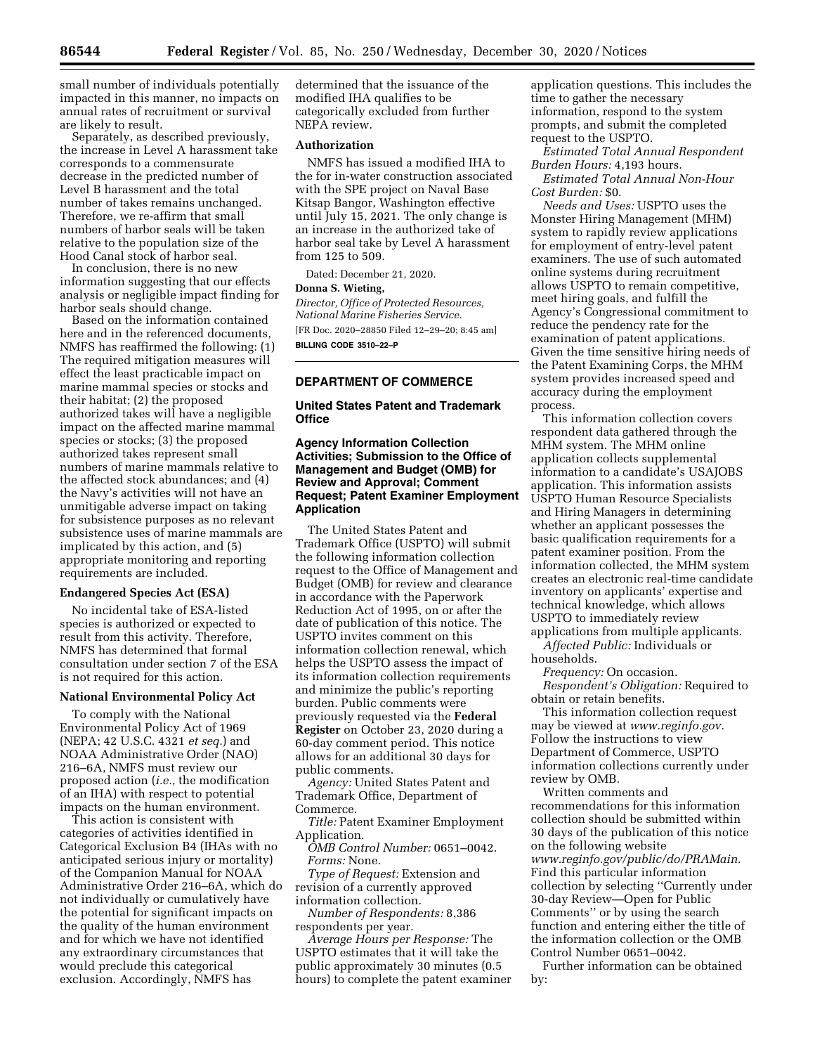small number of individuals potentially impacted in this manner, no impacts on annual rates of recruitment or survival are likely to result.

Separately, as described previously, the increase in Level A harassment take corresponds to a commensurate decrease in the predicted number of Level B harassment and the total number of takes remains unchanged. Therefore, we re-affirm that small numbers of harbor seals will be taken relative to the population size of the Hood Canal stock of harbor seal.

In conclusion, there is no new information suggesting that our effects analysis or negligible impact finding for harbor seals should change.

Based on the information contained here and in the referenced documents, NMFS has reaffirmed the following: (1) The required mitigation measures will effect the least practicable impact on marine mammal species or stocks and their habitat; (2) the proposed authorized takes will have a negligible impact on the affected marine mammal species or stocks; (3) the proposed authorized takes represent small numbers of marine mammals relative to the affected stock abundances; and (4) the Navy's activities will not have an unmitigable adverse impact on taking for subsistence purposes as no relevant subsistence uses of marine mammals are implicated by this action, and (5) appropriate monitoring and reporting requirements are included.

### Endangered Species Act (ESA)

No incidental take of ESA-listed species is authorized or expected to result from this activity. Therefore, NMFS has determined that formal consultation under section 7 of the ESA is not required for this action.

### National Environmental Policy Act

To comply with the National Environmental Policy Act of 1969 (NEPA; 42 U.S.C. 4321 *et seq.*) and NOAA Administrative Order (NAO) 216–6A, NMFS must review our proposed action (*i.e.,* the modification of an IHA) with respect to potential impacts on the human environment.

This action is consistent with categories of activities identified in Categorical Exclusion B4 (IHAs with no anticipated serious injury or mortality) of the Companion Manual for NOAA Administrative Order 216–6A, which do not individually or cumulatively have the potential for significant impacts on the quality of the human environment and for which we have not identified any extraordinary circumstances that would preclude this categorical exclusion. Accordingly, NMFS has determined that the issuance of the modified IHA qualifies to be categorically excluded from further NEPA review.

### Authorization

NMFS has issued a modified IHA to the for in-water construction associated with the SPE project on Naval Base Kitsap Bangor, Washington effective until July 15, 2021. The only change is an increase in the authorized take of harbor seal take by Level A harassment from 125 to 509.

Dated: December 21, 2020.

**Donna S. Wieting,**

*Director, Office of Protected Resources, National Marine Fisheries Service.*

[FR Doc. 2020–28850 Filed 12–29–20; 8:45 am]

**BILLING CODE 3510–22–P**

---

## DEPARTMENT OF COMMERCE

### United States Patent and Trademark Office

### Agency Information Collection Activities; Submission to the Office of Management and Budget (OMB) for Review and Approval; Comment Request; Patent Examiner Employment Application

The United States Patent and Trademark Office (USPTO) will submit the following information collection request to the Office of Management and Budget (OMB) for review and clearance in accordance with the Paperwork Reduction Act of 1995, on or after the date of publication of this notice. The USPTO invites comment on this information collection renewal, which helps the USPTO assess the impact of its information collection requirements and minimize the public's reporting burden. Public comments were previously requested via the **Federal Register** on October 23, 2020 during a 60-day comment period. This notice allows for an additional 30 days for public comments.

*Agency:* United States Patent and Trademark Office, Department of Commerce.

*Title:* Patent Examiner Employment Application.

*OMB Control Number:* 0651–0042.

*Forms:* None.

*Type of Request:* Extension and revision of a currently approved information collection.

*Number of Respondents:* 8,386 respondents per year.

*Average Hours per Response:* The USPTO estimates that it will take the public approximately 30 minutes (0.5 hours) to complete the patent examiner application questions. This includes the time to gather the necessary information, respond to the system prompts, and submit the completed request to the USPTO.

*Estimated Total Annual Respondent Burden Hours:* 4,193 hours.

*Estimated Total Annual Non-Hour Cost Burden:* $0.

*Needs and Uses:* USPTO uses the Monster Hiring Management (MHM) system to rapidly review applications for employment of entry-level patent examiners. The use of such automated online systems during recruitment allows USPTO to remain competitive, meet hiring goals, and fulfill the Agency's Congressional commitment to reduce the pendency rate for the examination of patent applications. Given the time sensitive hiring needs of the Patent Examining Corps, the MHM system provides increased speed and accuracy during the employment process.

This information collection covers respondent data gathered through the MHM system. The MHM online application collects supplemental information to a candidate's USAJOBS application. This information assists USPTO Human Resource Specialists and Hiring Managers in determining whether an applicant possesses the basic qualification requirements for a patent examiner position. From the information collected, the MHM system creates an electronic real-time candidate inventory on applicants' expertise and technical knowledge, which allows USPTO to immediately review applications from multiple applicants.

*Affected Public:* Individuals or households.

*Frequency:* On occasion.

*Respondent's Obligation:* Required to obtain or retain benefits.

This information collection request may be viewed at *www.reginfo.gov.* Follow the instructions to view Department of Commerce, USPTO information collections currently under review by OMB.

Written comments and recommendations for this information collection should be submitted within 30 days of the publication of this notice on the following website *www.reginfo.gov/public/do/PRAMain.* Find this particular information collection by selecting "Currently under 30-day Review—Open for Public Comments" or by using the search function and entering either the title of the information collection or the OMB Control Number 0651–0042.

Further information can be obtained by: